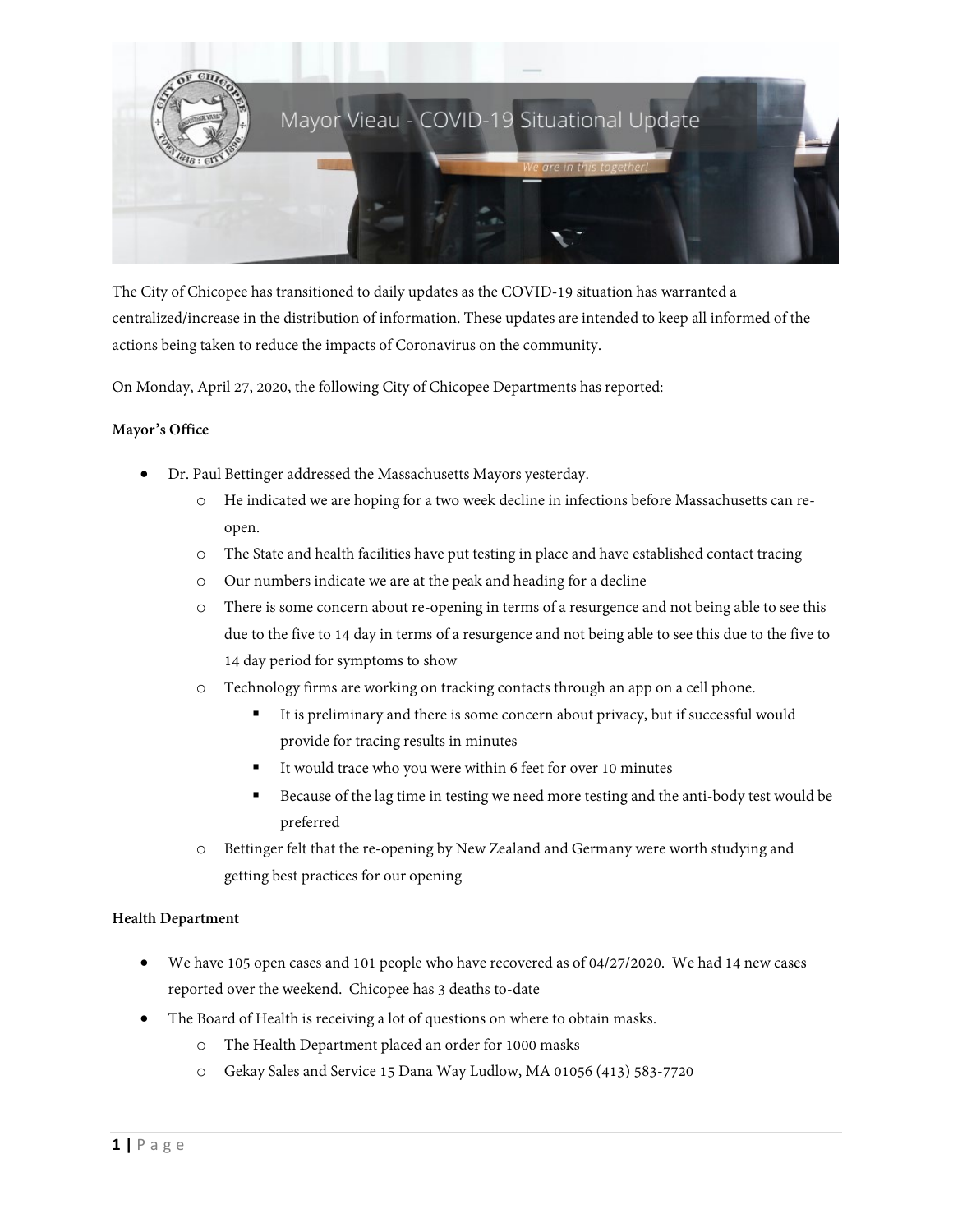# Mayor Vieau - COVID-19 Situational Update

*We are in this together!*

The City of Chicopee has transitioned to daily updates as the COVID-19 situation has warranted a centralized/increase in the distribution of information. These updates are intended to keep all informed of the actions being taken to reduce the impacts of Coronavirus on the community.

On Monday, April 27, 2020, the following City of Chicopee Departments has reported:

**Mayor's Office**

- Dr. Paul Bettinger addressed the Massachusetts Mayors yesterday.
  - He indicated we are hoping for a two week decline in infections before Massachusetts can re-open.
  - The State and health facilities have put testing in place and have established contact tracing
  - Our numbers indicate we are at the peak and heading for a decline
  - There is some concern about re-opening in terms of a resurgence and not being able to see this due to the five to 14 day in terms of a resurgence and not being able to see this due to the five to 14 day period for symptoms to show
  - Technology firms are working on tracking contacts through an app on a cell phone.
    - It is preliminary and there is some concern about privacy, but if successful would provide for tracing results in minutes
    - It would trace who you were within 6 feet for over 10 minutes
    - Because of the lag time in testing we need more testing and the anti-body test would be preferred
  - Bettinger felt that the re-opening by New Zealand and Germany were worth studying and getting best practices for our opening

**Health Department**

- We have 105 open cases and 101 people who have recovered as of 04/27/2020. We had 14 new cases reported over the weekend. Chicopee has 3 deaths to-date
- The Board of Health is receiving a lot of questions on where to obtain masks.
  - The Health Department placed an order for 1000 masks
  - Gekay Sales and Service 15 Dana Way Ludlow, MA 01056 (413) 583-7720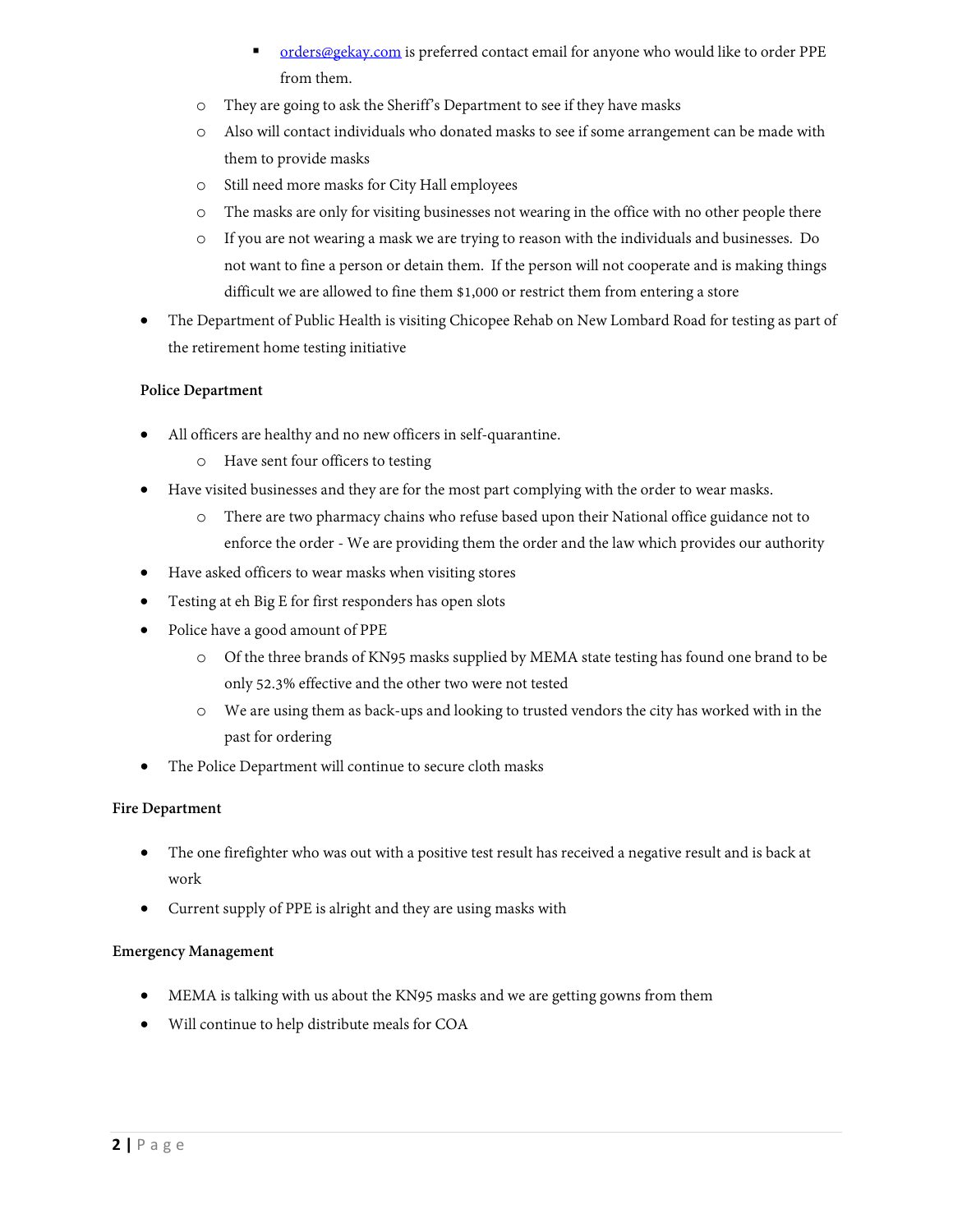- orders@gekay.com is preferred contact email for anyone who would like to order PPE from them.
  - They are going to ask the Sheriff's Department to see if they have masks
  - Also will contact individuals who donated masks to see if some arrangement can be made with them to provide masks
  - Still need more masks for City Hall employees
  - The masks are only for visiting businesses not wearing in the office with no other people there
  - If you are not wearing a mask we are trying to reason with the individuals and businesses. Do not want to fine a person or detain them. If the person will not cooperate and is making things difficult we are allowed to fine them $1,000 or restrict them from entering a store
- The Department of Public Health is visiting Chicopee Rehab on New Lombard Road for testing as part of the retirement home testing initiative

**Police Department**

- All officers are healthy and no new officers in self-quarantine.
  - Have sent four officers to testing
- Have visited businesses and they are for the most part complying with the order to wear masks.
  - There are two pharmacy chains who refuse based upon their National office guidance not to enforce the order - We are providing them the order and the law which provides our authority
- Have asked officers to wear masks when visiting stores
- Testing at eh Big E for first responders has open slots
- Police have a good amount of PPE
  - Of the three brands of KN95 masks supplied by MEMA state testing has found one brand to be only 52.3% effective and the other two were not tested
  - We are using them as back-ups and looking to trusted vendors the city has worked with in the past for ordering
- The Police Department will continue to secure cloth masks

**Fire Department**

- The one firefighter who was out with a positive test result has received a negative result and is back at work
- Current supply of PPE is alright and they are using masks with

**Emergency Management**

- MEMA is talking with us about the KN95 masks and we are getting gowns from them
- Will continue to help distribute meals for COA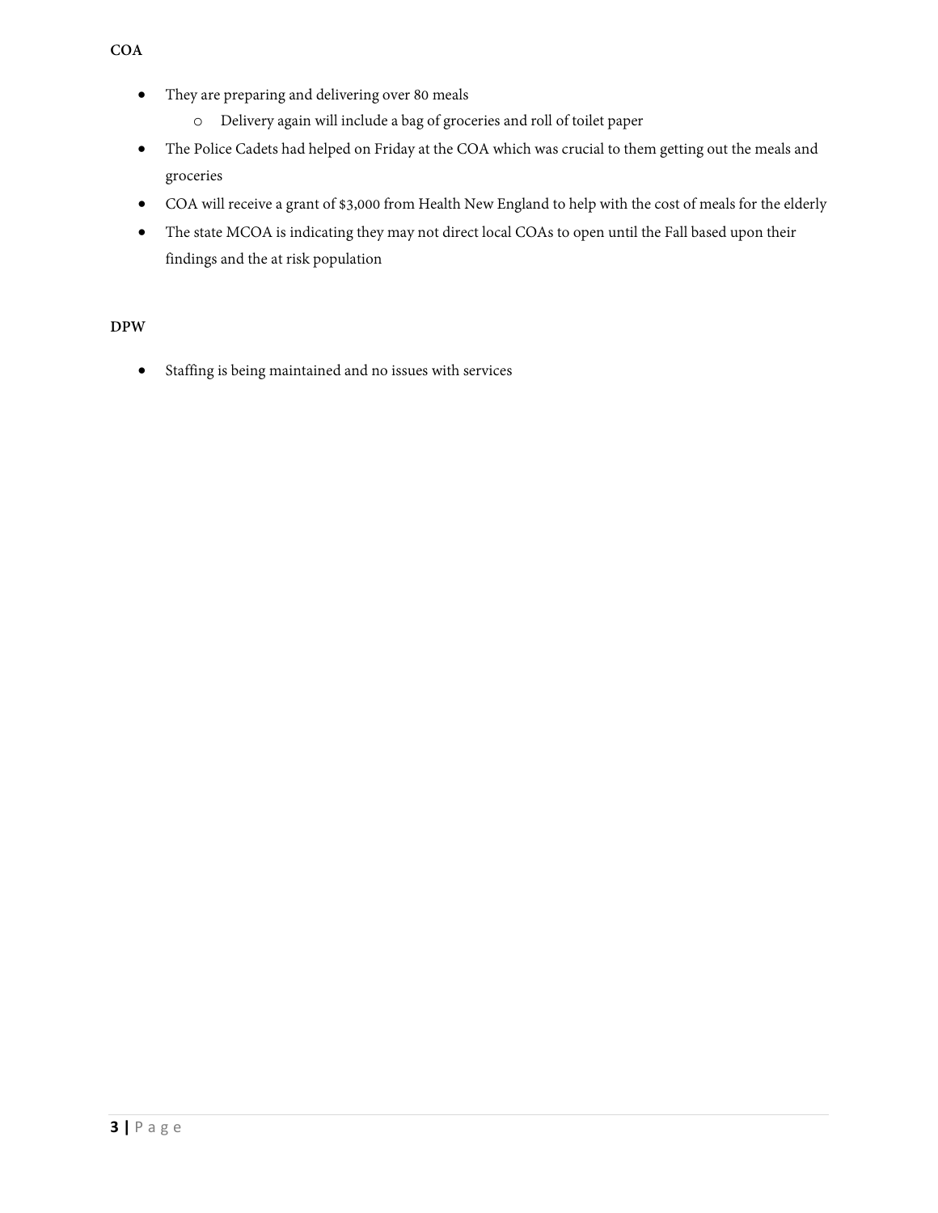**COA**

- They are preparing and delivering over 80 meals
  - Delivery again will include a bag of groceries and roll of toilet paper
- The Police Cadets had helped on Friday at the COA which was crucial to them getting out the meals and groceries
- COA will receive a grant of $3,000 from Health New England to help with the cost of meals for the elderly
- The state MCOA is indicating they may not direct local COAs to open until the Fall based upon their findings and the at risk population

**DPW**

- Staffing is being maintained and no issues with services